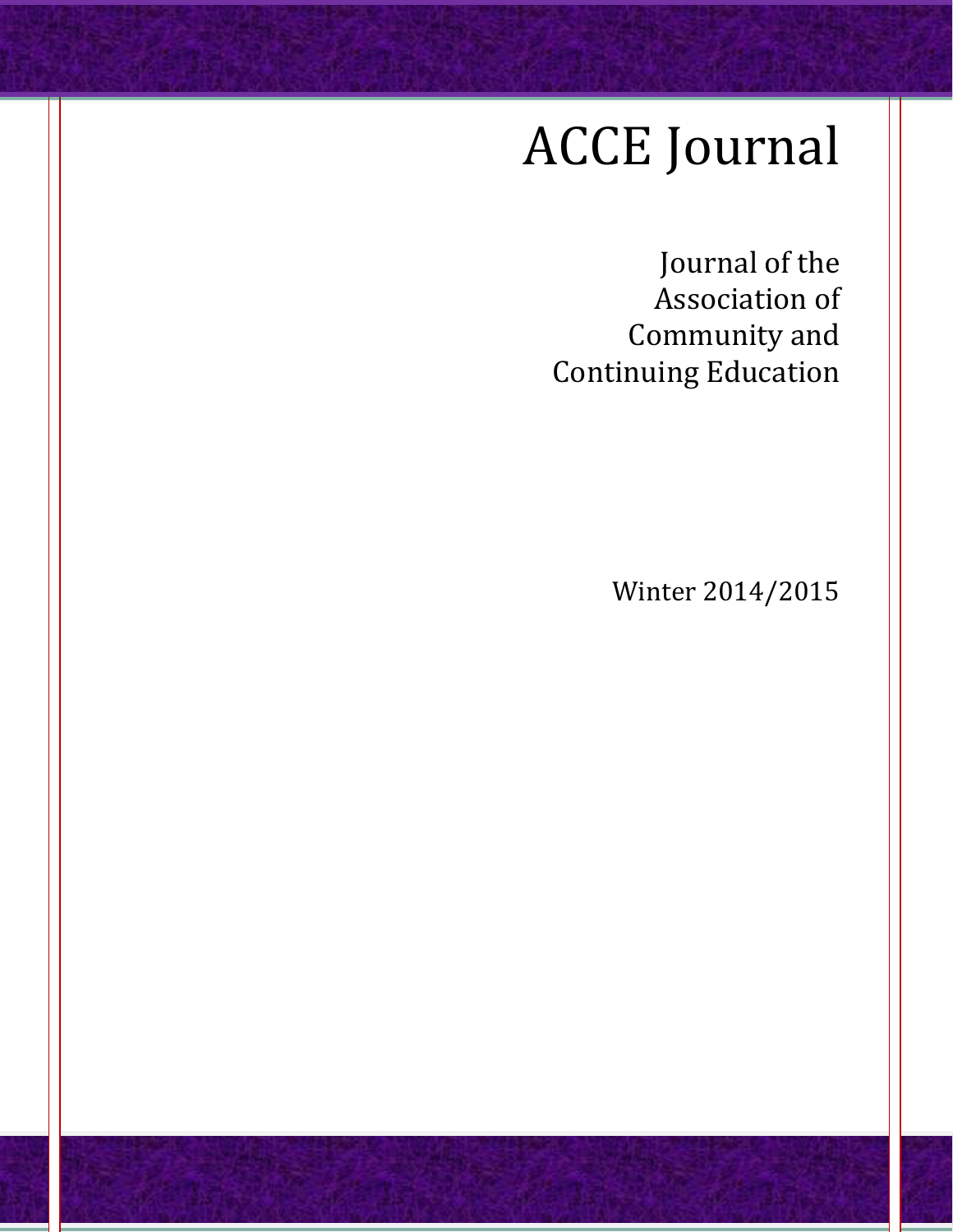# ACCE Journal

Journal of the Association of Community and Continuing Education

Winter 2014/2015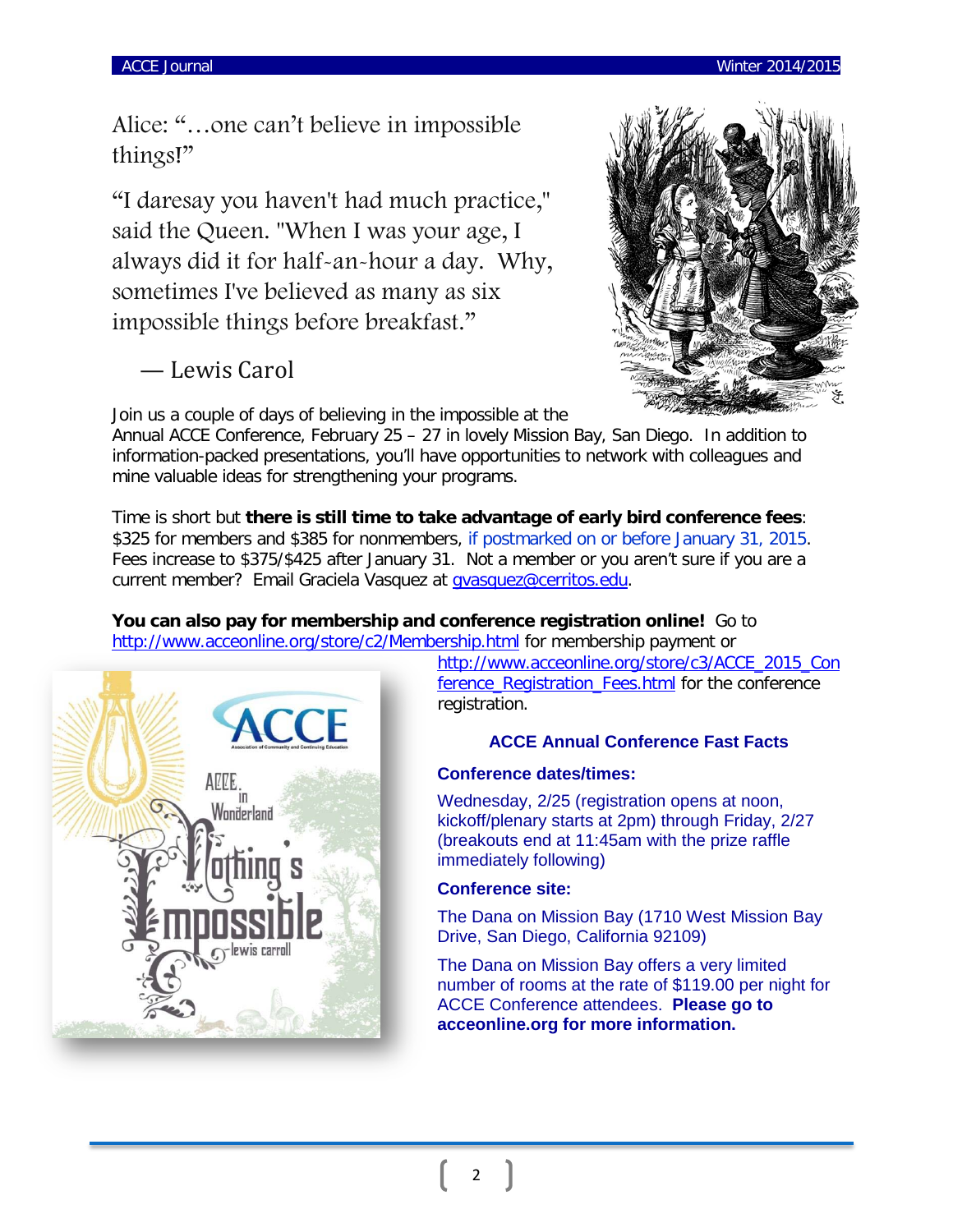Alice: "…one can't believe in impossible things!"

"I daresay you haven't had much practice," said the Queen. "When I was your age, I always did it for half-an-hour a day. Why, sometimes I've believed as many as six impossible things before breakfast."

— Lewis Carol

Join us a couple of days of believing in the impossible at the Annual ACCE Conference, February 25 – 27 in lovely Mission Bay, San Diego. In addition to information-packed presentations, you'll have opportunities to network with colleagues and mine valuable ideas for strengthening your programs.

Time is short but **there is still time to take advantage of early bird conference fees**: $325 for members and $385 for nonmembers, if postmarked on or before January 31, 2015. Fees increase to $375/$425 after January 31. Not a member or you aren't sure if you are a current member? Email Graciela Vasquez at gvasquez@cerritos.edu.

**You can also pay for membership and conference registration online!** Go to http://www.acceonline.org/store/c2/Membership.html for membership payment or http://www.acceonline.org/store/c3/ACCE_2015_Conference_Registration_Fees.html for the conference registration.

### ACCE Annual Conference Fast Facts

**Conference dates/times:**

Wednesday, 2/25 (registration opens at noon, kickoff/plenary starts at 2pm) through Friday, 2/27 (breakouts end at 11:45am with the prize raffle immediately following)

**Conference site:**

The Dana on Mission Bay (1710 West Mission Bay Drive, San Diego, California 92109)

The Dana on Mission Bay offers a very limited number of rooms at the rate of $119.00 per night for ACCE Conference attendees. **Please go to acceonline.org for more information.**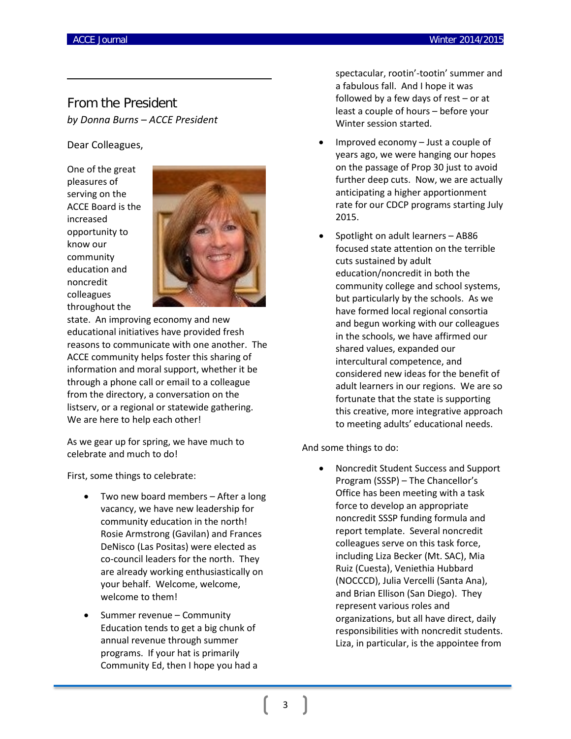## From the President

*by Donna Burns – ACCE President*

Dear Colleagues,

One of the great pleasures of serving on the ACCE Board is the increased opportunity to know our community education and noncredit colleagues throughout the state. An improving economy and new educational initiatives have provided fresh reasons to communicate with one another. The ACCE community helps foster this sharing of information and moral support, whether it be through a phone call or email to a colleague from the directory, a conversation on the listserv, or a regional or statewide gathering. We are here to help each other!

As we gear up for spring, we have much to celebrate and much to do!

First, some things to celebrate:

- Two new board members – After a long vacancy, we have new leadership for community education in the north! Rosie Armstrong (Gavilan) and Frances DeNisco (Las Positas) were elected as co-council leaders for the north. They are already working enthusiastically on your behalf. Welcome, welcome, welcome to them!
- Summer revenue – Community Education tends to get a big chunk of annual revenue through summer programs. If your hat is primarily Community Ed, then I hope you had a spectacular, rootin'-tootin' summer and a fabulous fall. And I hope it was followed by a few days of rest – or at least a couple of hours – before your Winter session started.
- Improved economy – Just a couple of years ago, we were hanging our hopes on the passage of Prop 30 just to avoid further deep cuts. Now, we are actually anticipating a higher apportionment rate for our CDCP programs starting July 2015.
- Spotlight on adult learners – AB86 focused state attention on the terrible cuts sustained by adult education/noncredit in both the community college and school systems, but particularly by the schools. As we have formed local regional consortia and begun working with our colleagues in the schools, we have affirmed our shared values, expanded our intercultural competence, and considered new ideas for the benefit of adult learners in our regions. We are so fortunate that the state is supporting this creative, more integrative approach to meeting adults' educational needs.

And some things to do:

- Noncredit Student Success and Support Program (SSSP) – The Chancellor's Office has been meeting with a task force to develop an appropriate noncredit SSSP funding formula and report template. Several noncredit colleagues serve on this task force, including Liza Becker (Mt. SAC), Mia Ruiz (Cuesta), Veniethia Hubbard (NOCCCD), Julia Vercelli (Santa Ana), and Brian Ellison (San Diego). They represent various roles and organizations, but all have direct, daily responsibilities with noncredit students. Liza, in particular, is the appointee from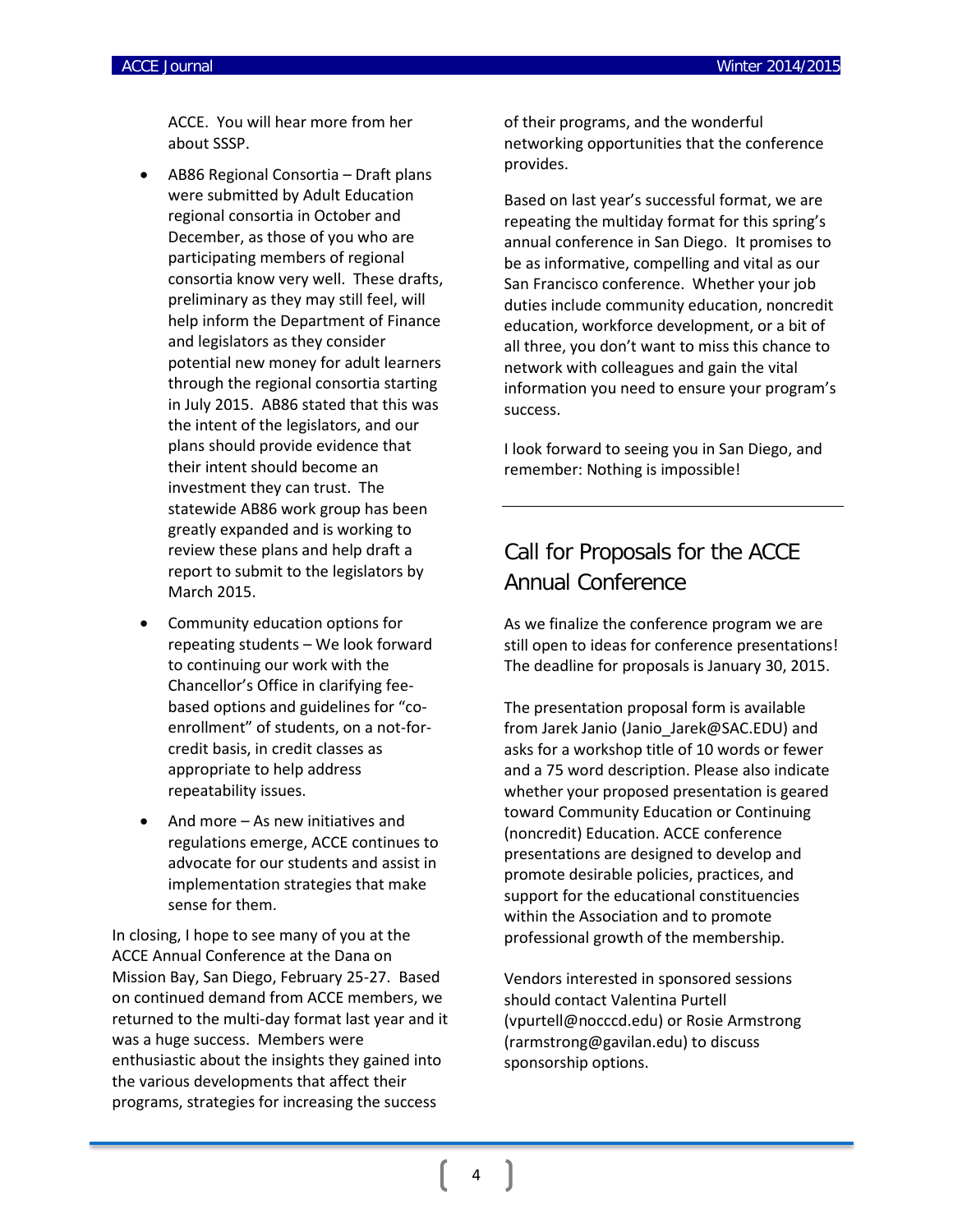ACCE. You will hear more from her about SSSP.

- AB86 Regional Consortia – Draft plans were submitted by Adult Education regional consortia in October and December, as those of you who are participating members of regional consortia know very well. These drafts, preliminary as they may still feel, will help inform the Department of Finance and legislators as they consider potential new money for adult learners through the regional consortia starting in July 2015. AB86 stated that this was the intent of the legislators, and our plans should provide evidence that their intent should become an investment they can trust. The statewide AB86 work group has been greatly expanded and is working to review these plans and help draft a report to submit to the legislators by March 2015.
- Community education options for repeating students – We look forward to continuing our work with the Chancellor's Office in clarifying fee-based options and guidelines for "co-enrollment" of students, on a not-for-credit basis, in credit classes as appropriate to help address repeatability issues.
- And more – As new initiatives and regulations emerge, ACCE continues to advocate for our students and assist in implementation strategies that make sense for them.

In closing, I hope to see many of you at the ACCE Annual Conference at the Dana on Mission Bay, San Diego, February 25-27. Based on continued demand from ACCE members, we returned to the multi-day format last year and it was a huge success. Members were enthusiastic about the insights they gained into the various developments that affect their programs, strategies for increasing the success of their programs, and the wonderful networking opportunities that the conference provides.

Based on last year's successful format, we are repeating the multiday format for this spring's annual conference in San Diego. It promises to be as informative, compelling and vital as our San Francisco conference. Whether your job duties include community education, noncredit education, workforce development, or a bit of all three, you don't want to miss this chance to network with colleagues and gain the vital information you need to ensure your program's success.

I look forward to seeing you in San Diego, and remember: Nothing is impossible!

---

## Call for Proposals for the ACCE Annual Conference

As we finalize the conference program we are still open to ideas for conference presentations! The deadline for proposals is January 30, 2015.

The presentation proposal form is available from Jarek Janio (Janio_Jarek@SAC.EDU) and asks for a workshop title of 10 words or fewer and a 75 word description. Please also indicate whether your proposed presentation is geared toward Community Education or Continuing (noncredit) Education. ACCE conference presentations are designed to develop and promote desirable policies, practices, and support for the educational constituencies within the Association and to promote professional growth of the membership.

Vendors interested in sponsored sessions should contact Valentina Purtell (vpurtell@nocccd.edu) or Rosie Armstrong (rarmstrong@gavilan.edu) to discuss sponsorship options.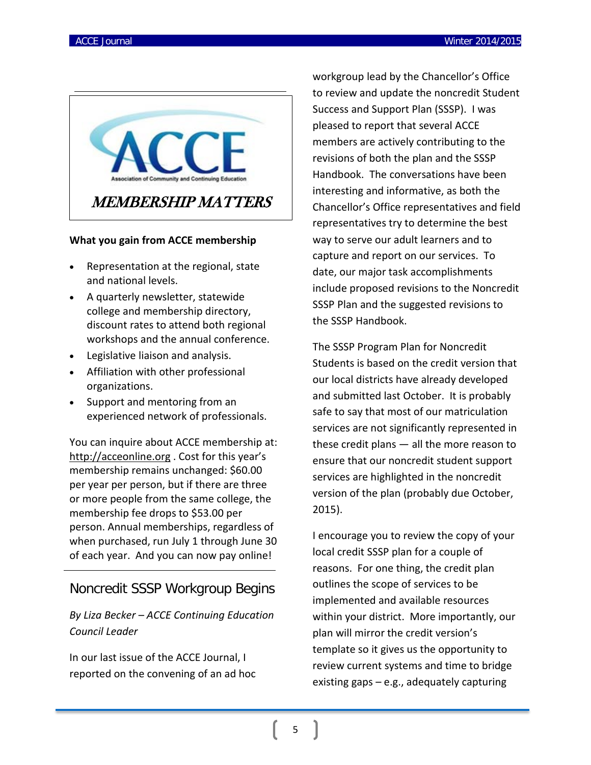ACCE

Association of Community and Continuing Education

## *MEMBERSHIP MATTERS*

**What you gain from ACCE membership**

- Representation at the regional, state and national levels.
- A quarterly newsletter, statewide college and membership directory, discount rates to attend both regional workshops and the annual conference.
- Legislative liaison and analysis.
- Affiliation with other professional organizations.
- Support and mentoring from an experienced network of professionals.

You can inquire about ACCE membership at: http://acceonline.org . Cost for this year's membership remains unchanged: $60.00 per year per person, but if there are three or more people from the same college, the membership fee drops to $53.00 per person. Annual memberships, regardless of when purchased, run July 1 through June 30 of each year. And you can now pay online!

## Noncredit SSSP Workgroup Begins

*By Liza Becker – ACCE Continuing Education Council Leader*

In our last issue of the ACCE Journal, I reported on the convening of an ad hoc workgroup lead by the Chancellor's Office to review and update the noncredit Student Success and Support Plan (SSSP). I was pleased to report that several ACCE members are actively contributing to the revisions of both the plan and the SSSP Handbook. The conversations have been interesting and informative, as both the Chancellor's Office representatives and field representatives try to determine the best way to serve our adult learners and to capture and report on our services. To date, our major task accomplishments include proposed revisions to the Noncredit SSSP Plan and the suggested revisions to the SSSP Handbook.

The SSSP Program Plan for Noncredit Students is based on the credit version that our local districts have already developed and submitted last October. It is probably safe to say that most of our matriculation services are not significantly represented in these credit plans — all the more reason to ensure that our noncredit student support services are highlighted in the noncredit version of the plan (probably due October, 2015).

I encourage you to review the copy of your local credit SSSP plan for a couple of reasons. For one thing, the credit plan outlines the scope of services to be implemented and available resources within your district. More importantly, our plan will mirror the credit version's template so it gives us the opportunity to review current systems and time to bridge existing gaps – e.g., adequately capturing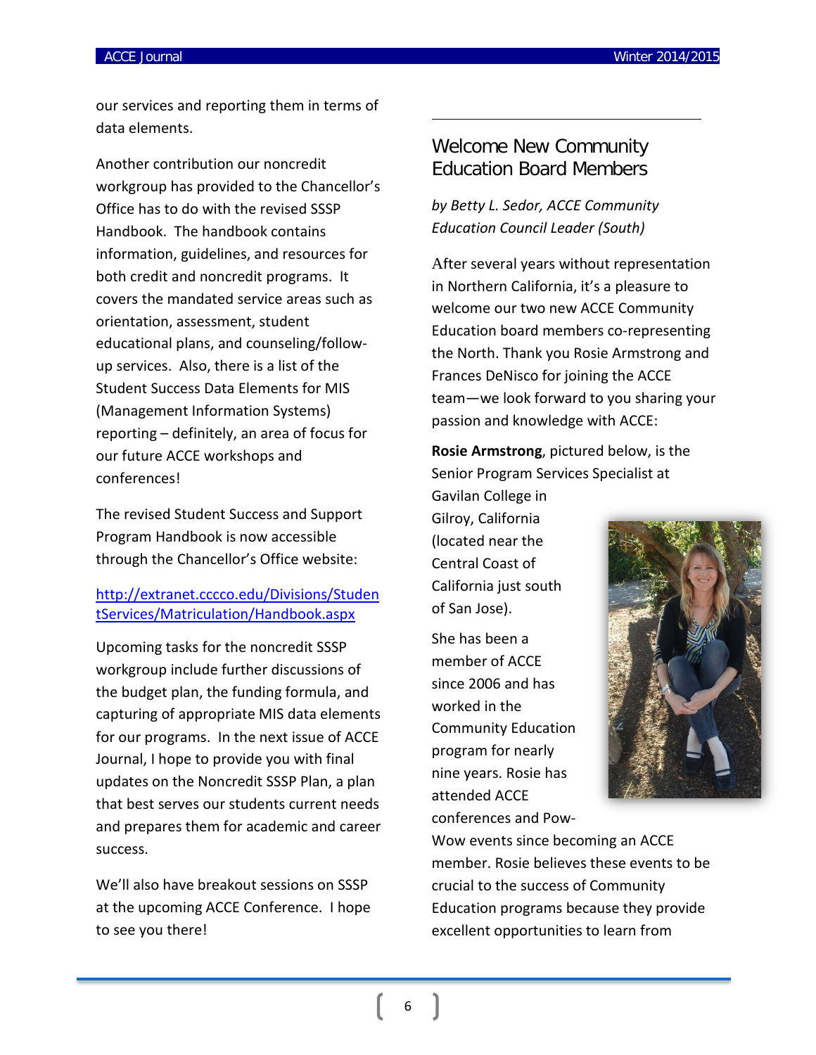our services and reporting them in terms of data elements.

Another contribution our noncredit workgroup has provided to the Chancellor's Office has to do with the revised SSSP Handbook. The handbook contains information, guidelines, and resources for both credit and noncredit programs. It covers the mandated service areas such as orientation, assessment, student educational plans, and counseling/follow-up services. Also, there is a list of the Student Success Data Elements for MIS (Management Information Systems) reporting – definitely, an area of focus for our future ACCE workshops and conferences!

The revised Student Success and Support Program Handbook is now accessible through the Chancellor's Office website:

[http://extranet.cccco.edu/Divisions/StudentServices/Matriculation/Handbook.aspx](http://extranet.cccco.edu/Divisions/StudentServices/Matriculation/Handbook.aspx)

Upcoming tasks for the noncredit SSSP workgroup include further discussions of the budget plan, the funding formula, and capturing of appropriate MIS data elements for our programs. In the next issue of ACCE Journal, I hope to provide you with final updates on the Noncredit SSSP Plan, a plan that best serves our students current needs and prepares them for academic and career success.

We'll also have breakout sessions on SSSP at the upcoming ACCE Conference. I hope to see you there!

---

## Welcome New Community Education Board Members

*by Betty L. Sedor, ACCE Community Education Council Leader (South)*

After several years without representation in Northern California, it's a pleasure to welcome our two new ACCE Community Education board members co-representing the North. Thank you Rosie Armstrong and Frances DeNisco for joining the ACCE team—we look forward to you sharing your passion and knowledge with ACCE:

**Rosie Armstrong**, pictured below, is the Senior Program Services Specialist at Gavilan College in Gilroy, California (located near the Central Coast of California just south of San Jose).

She has been a member of ACCE since 2006 and has worked in the Community Education program for nearly nine years. Rosie has attended ACCE conferences and Pow-Wow events since becoming an ACCE member. Rosie believes these events to be crucial to the success of Community Education programs because they provide excellent opportunities to learn from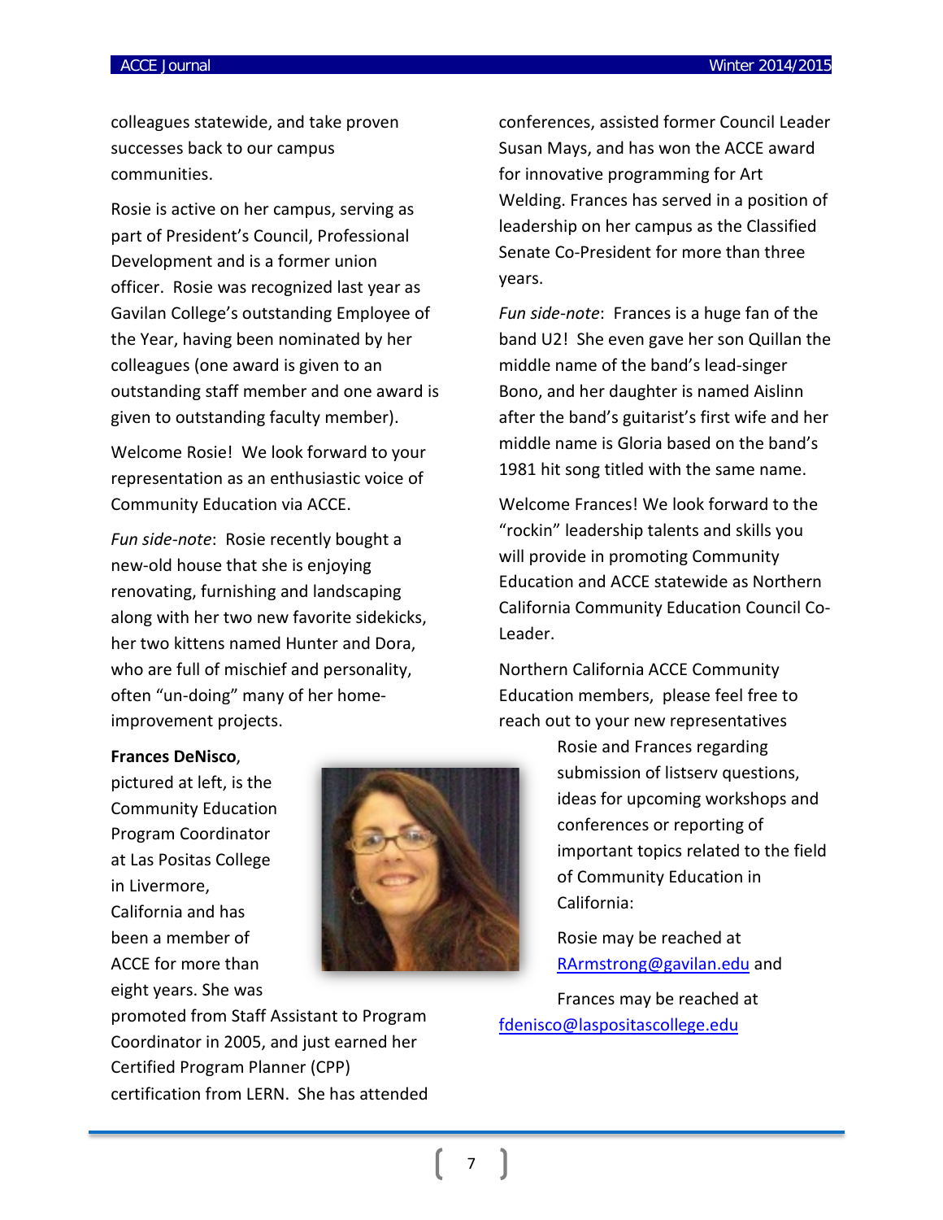colleagues statewide, and take proven successes back to our campus communities.

Rosie is active on her campus, serving as part of President's Council, Professional Development and is a former union officer. Rosie was recognized last year as Gavilan College's outstanding Employee of the Year, having been nominated by her colleagues (one award is given to an outstanding staff member and one award is given to outstanding faculty member).

Welcome Rosie! We look forward to your representation as an enthusiastic voice of Community Education via ACCE.

*Fun side-note*: Rosie recently bought a new-old house that she is enjoying renovating, furnishing and landscaping along with her two new favorite sidekicks, her two kittens named Hunter and Dora, who are full of mischief and personality, often "un-doing" many of her home-improvement projects.

**Frances DeNisco**, pictured at left, is the Community Education Program Coordinator at Las Positas College in Livermore, California and has been a member of ACCE for more than eight years. She was promoted from Staff Assistant to Program Coordinator in 2005, and just earned her Certified Program Planner (CPP) certification from LERN. She has attended conferences, assisted former Council Leader Susan Mays, and has won the ACCE award for innovative programming for Art Welding. Frances has served in a position of leadership on her campus as the Classified Senate Co-President for more than three years.

*Fun side-note*: Frances is a huge fan of the band U2! She even gave her son Quillan the middle name of the band's lead-singer Bono, and her daughter is named Aislinn after the band's guitarist's first wife and her middle name is Gloria based on the band's 1981 hit song titled with the same name.

Welcome Frances! We look forward to the "rockin" leadership talents and skills you will provide in promoting Community Education and ACCE statewide as Northern California Community Education Council Co-Leader.

Northern California ACCE Community Education members, please feel free to reach out to your new representatives Rosie and Frances regarding submission of listserv questions, ideas for upcoming workshops and conferences or reporting of important topics related to the field of Community Education in California:

Rosie may be reached at RArmstrong@gavilan.edu and

Frances may be reached at fdenisco@laspositascollege.edu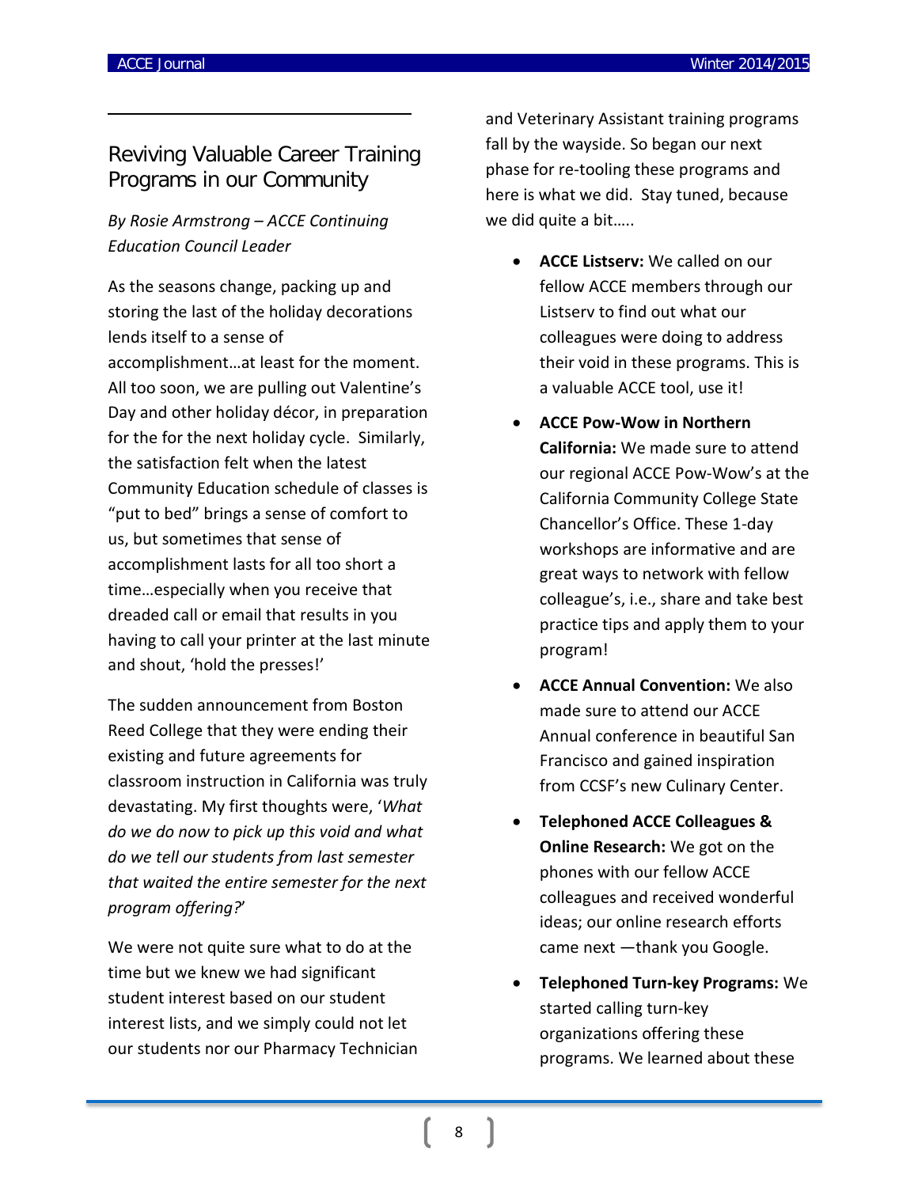## Reviving Valuable Career Training Programs in our Community

*By Rosie Armstrong – ACCE Continuing Education Council Leader*

As the seasons change, packing up and storing the last of the holiday decorations lends itself to a sense of accomplishment…at least for the moment. All too soon, we are pulling out Valentine's Day and other holiday décor, in preparation for the for the next holiday cycle. Similarly, the satisfaction felt when the latest Community Education schedule of classes is "put to bed" brings a sense of comfort to us, but sometimes that sense of accomplishment lasts for all too short a time…especially when you receive that dreaded call or email that results in you having to call your printer at the last minute and shout, 'hold the presses!'

The sudden announcement from Boston Reed College that they were ending their existing and future agreements for classroom instruction in California was truly devastating. My first thoughts were, '*What do we do now to pick up this void and what do we tell our students from last semester that waited the entire semester for the next program offering?*'

We were not quite sure what to do at the time but we knew we had significant student interest based on our student interest lists, and we simply could not let our students nor our Pharmacy Technician and Veterinary Assistant training programs fall by the wayside. So began our next phase for re-tooling these programs and here is what we did. Stay tuned, because we did quite a bit…..

- **ACCE Listserv:** We called on our fellow ACCE members through our Listserv to find out what our colleagues were doing to address their void in these programs. This is a valuable ACCE tool, use it!
- **ACCE Pow-Wow in Northern California:** We made sure to attend our regional ACCE Pow-Wow's at the California Community College State Chancellor's Office. These 1-day workshops are informative and are great ways to network with fellow colleague's, i.e., share and take best practice tips and apply them to your program!
- **ACCE Annual Convention:** We also made sure to attend our ACCE Annual conference in beautiful San Francisco and gained inspiration from CCSF's new Culinary Center.
- **Telephoned ACCE Colleagues & Online Research:** We got on the phones with our fellow ACCE colleagues and received wonderful ideas; our online research efforts came next —thank you Google.
- **Telephoned Turn-key Programs:** We started calling turn-key organizations offering these programs. We learned about these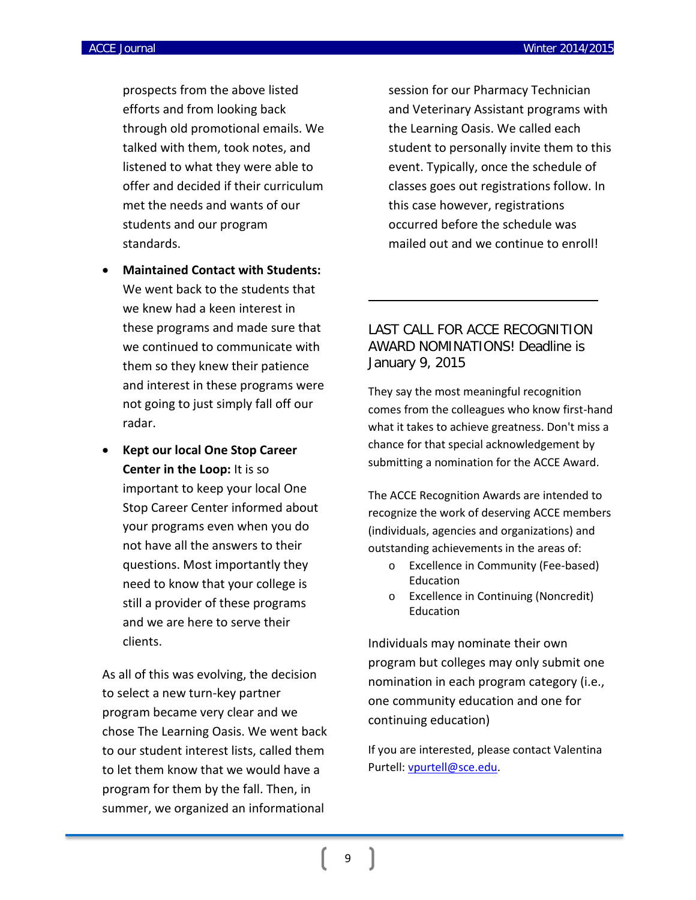prospects from the above listed efforts and from looking back through old promotional emails. We talked with them, took notes, and listened to what they were able to offer and decided if their curriculum met the needs and wants of our students and our program standards.

- **Maintained Contact with Students:** We went back to the students that we knew had a keen interest in these programs and made sure that we continued to communicate with them so they knew their patience and interest in these programs were not going to just simply fall off our radar.
- **Kept our local One Stop Career Center in the Loop:** It is so important to keep your local One Stop Career Center informed about your programs even when you do not have all the answers to their questions. Most importantly they need to know that your college is still a provider of these programs and we are here to serve their clients.

As all of this was evolving, the decision to select a new turn-key partner program became very clear and we chose The Learning Oasis. We went back to our student interest lists, called them to let them know that we would have a program for them by the fall. Then, in summer, we organized an informational session for our Pharmacy Technician and Veterinary Assistant programs with the Learning Oasis. We called each student to personally invite them to this event. Typically, once the schedule of classes goes out registrations follow. In this case however, registrations occurred before the schedule was mailed out and we continue to enroll!

---

## LAST CALL FOR ACCE RECOGNITION AWARD NOMINATIONS! Deadline is January 9, 2015

They say the most meaningful recognition comes from the colleagues who know first-hand what it takes to achieve greatness. Don't miss a chance for that special acknowledgement by submitting a nomination for the ACCE Award.

The ACCE Recognition Awards are intended to recognize the work of deserving ACCE members (individuals, agencies and organizations) and outstanding achievements in the areas of:

- Excellence in Community (Fee-based) Education
- Excellence in Continuing (Noncredit) Education

Individuals may nominate their own program but colleges may only submit one nomination in each program category (i.e., one community education and one for continuing education)

If you are interested, please contact Valentina Purtell: vpurtell@sce.edu.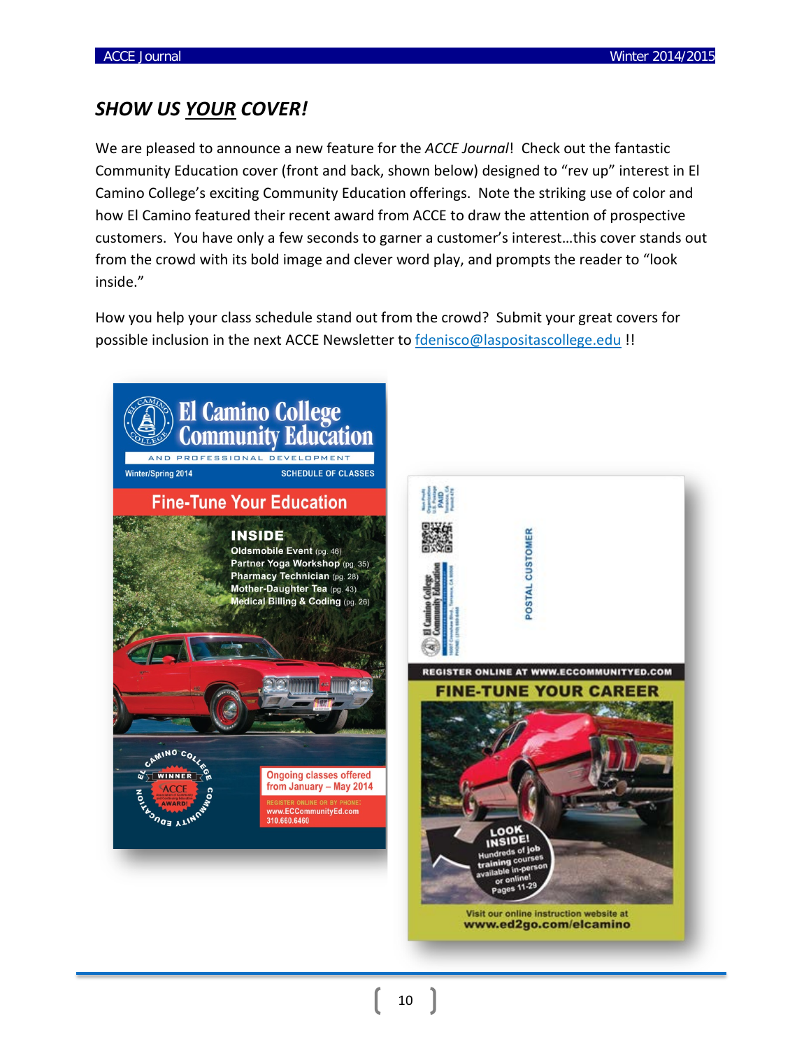## *SHOW US YOUR COVER!*

We are pleased to announce a new feature for the *ACCE Journal*! Check out the fantastic Community Education cover (front and back, shown below) designed to "rev up" interest in El Camino College's exciting Community Education offerings. Note the striking use of color and how El Camino featured their recent award from ACCE to draw the attention of prospective customers. You have only a few seconds to garner a customer's interest…this cover stands out from the crowd with its bold image and clever word play, and prompts the reader to "look inside."

How you help your class schedule stand out from the crowd? Submit your great covers for possible inclusion in the next ACCE Newsletter to fdenisco@laspositascollege.edu !!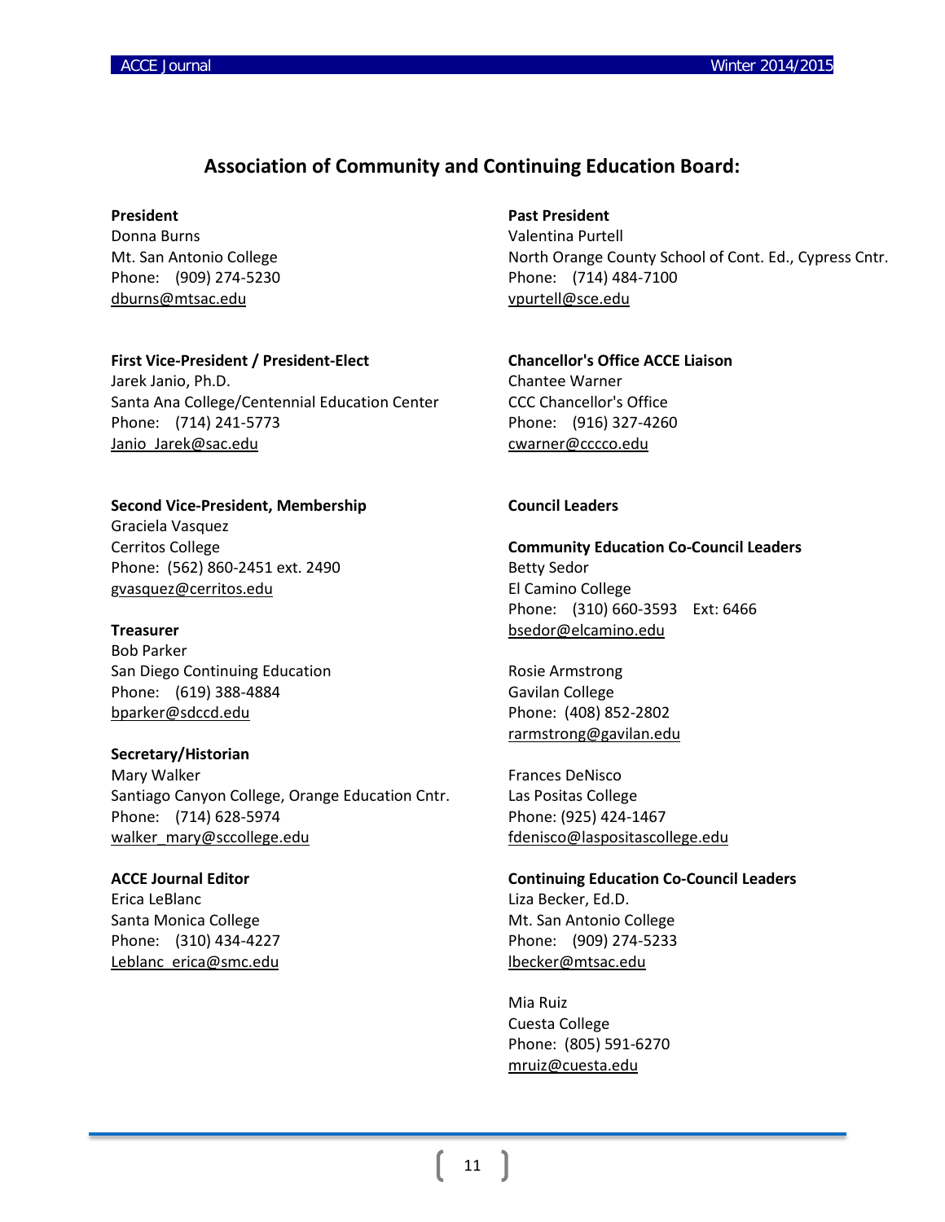## Association of Community and Continuing Education Board:

**President**
Donna Burns
Mt. San Antonio College
Phone: (909) 274-5230
dburns@mtsac.edu

**First Vice-President / President-Elect**
Jarek Janio, Ph.D.
Santa Ana College/Centennial Education Center
Phone: (714) 241-5773
Janio_Jarek@sac.edu

**Second Vice-President, Membership**
Graciela Vasquez
Cerritos College
Phone: (562) 860-2451 ext. 2490
gvasquez@cerritos.edu

**Treasurer**
Bob Parker
San Diego Continuing Education
Phone: (619) 388-4884
bparker@sdccd.edu

**Secretary/Historian**
Mary Walker
Santiago Canyon College, Orange Education Cntr.
Phone: (714) 628-5974
walker_mary@sccollege.edu

**ACCE Journal Editor**
Erica LeBlanc
Santa Monica College
Phone: (310) 434-4227
Leblanc_erica@smc.edu

**Past President**
Valentina Purtell
North Orange County School of Cont. Ed., Cypress Cntr.
Phone: (714) 484-7100
vpurtell@sce.edu

**Chancellor's Office ACCE Liaison**
Chantee Warner
CCC Chancellor's Office
Phone: (916) 327-4260
cwarner@cccco.edu

**Council Leaders**

**Community Education Co-Council Leaders**
Betty Sedor
El Camino College
Phone: (310) 660-3593 Ext: 6466
bsedor@elcamino.edu

Rosie Armstrong
Gavilan College
Phone: (408) 852-2802
rarmstrong@gavilan.edu

Frances DeNisco
Las Positas College
Phone: (925) 424-1467
fdenisco@laspositascollege.edu

**Continuing Education Co-Council Leaders**
Liza Becker, Ed.D.
Mt. San Antonio College
Phone: (909) 274-5233
lbecker@mtsac.edu

Mia Ruiz
Cuesta College
Phone: (805) 591-6270
mruiz@cuesta.edu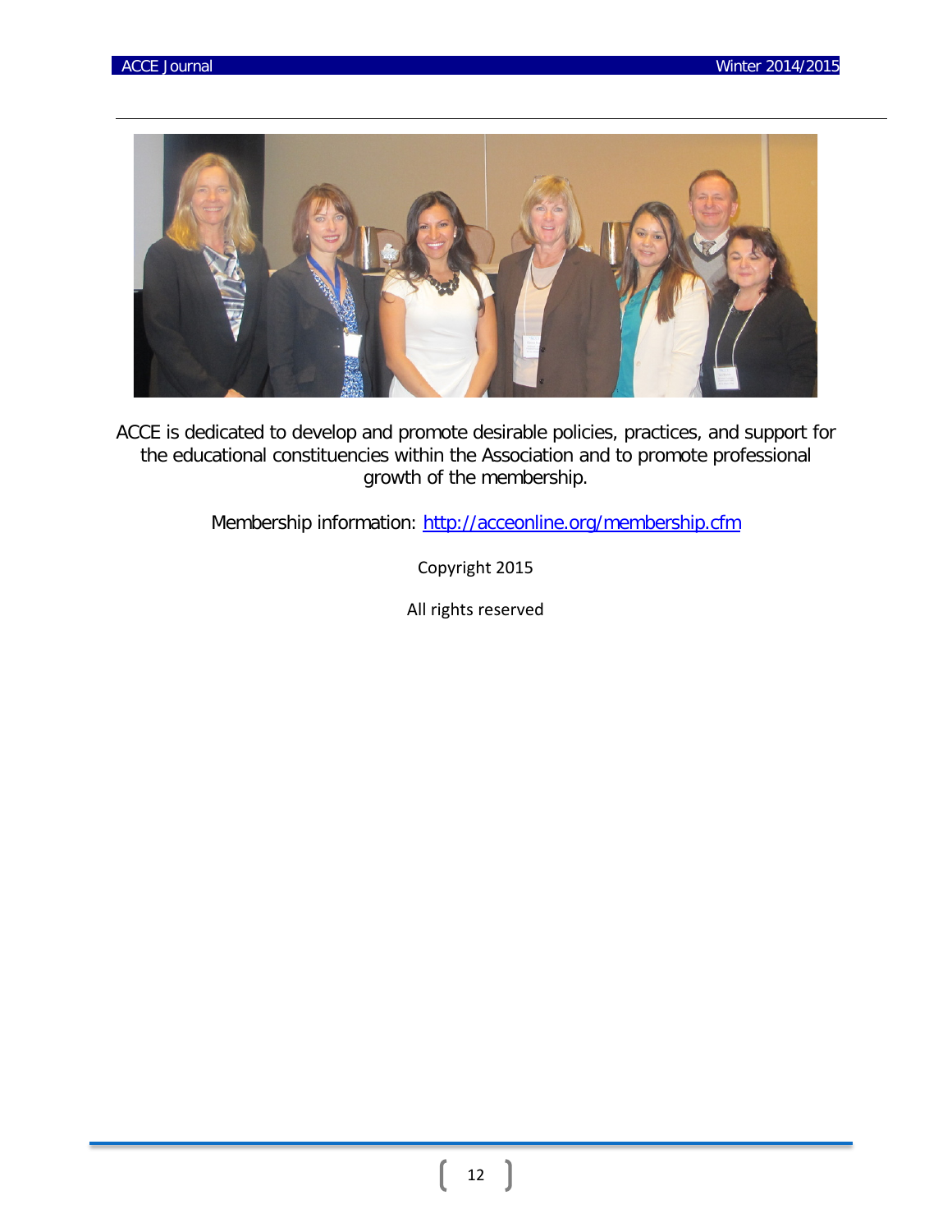ACCE is dedicated to develop and promote desirable policies, practices, and support for the educational constituencies within the Association and to promote professional growth of the membership.

Membership information: [http://acceonline.org/membership.cfm](http://acceonline.org/membership.cfm)

Copyright 2015

All rights reserved